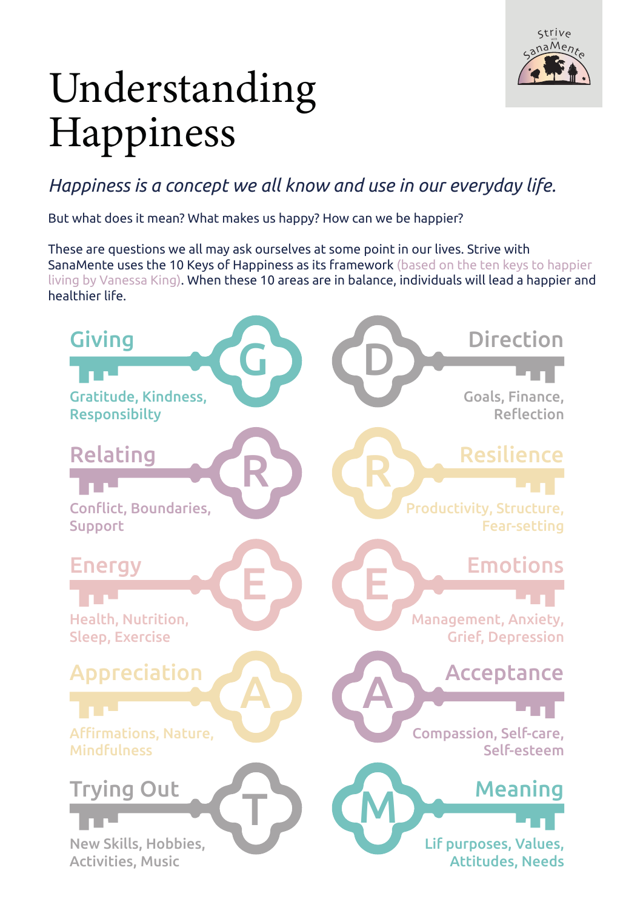# Understanding Happiness

*Happiness is a concept we all know and use in our everyday life.*

But what does it mean? What makes us happy? How can we be happier?

These are questions we all may ask ourselves at some point in our lives. Strive with SanaMente uses the 10 Keys of Happiness as its framework (based on the ten keys to happier living by Vanessa King). When these 10 areas are in balance, individuals will lead a happier and healthier life.

**Giving**
Gratitude, Kindness, Responsibilty

**Direction**
Goals, Finance, Reflection

**Relating**
Conflict, Boundaries, Support

**Resilience**
Productivity, Structure, Fear-setting

**Energy**
Health, Nutrition, Sleep, Exercise

**Emotions**
Management, Anxiety, Grief, Depression

**Appreciation**
Affirmations, Nature, Mindfulness

**Acceptance**
Compassion, Self-care, Self-esteem

**Trying Out**
New Skills, Hobbies, Activities, Music

**Meaning**
Lif purposes, Values, Attitudes, Needs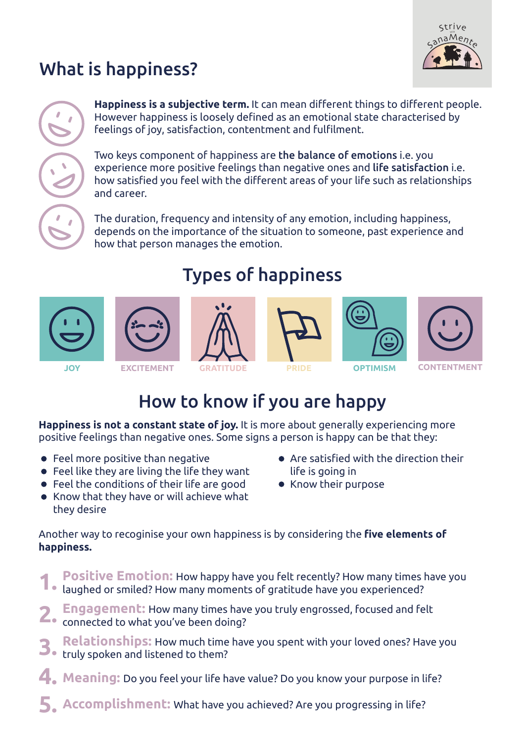# What is happiness?

**Happiness is a subjective term.** It can mean different things to different people. However happiness is loosely defined as an emotional state characterised by feelings of joy, satisfaction, contentment and fulfilment.

Two keys component of happiness are **the balance of emotions** i.e. you experience more positive feelings than negative ones and **life satisfaction** i.e. how satisfied you feel with the different areas of your life such as relationships and career.

The duration, frequency and intensity of any emotion, including happiness, depends on the importance of the situation to someone, past experience and how that person manages the emotion.

## Types of happiness

JOY

EXCITEMENT

GRATITUDE

PRIDE

OPTIMISM

CONTENTMENT

## How to know if you are happy

**Happiness is not a constant state of joy.** It is more about generally experiencing more positive feelings than negative ones. Some signs a person is happy can be that they:

- Feel more positive than negative
- Feel like they are living the life they want
- Feel the conditions of their life are good
- Know that they have or will achieve what they desire
- Are satisfied with the direction their life is going in
- Know their purpose

Another way to recogise your own happiness is by considering the **five elements of happiness.**

1. **Positive Emotion:** How happy have you felt recently? How many times have you laughed or smiled? How many moments of gratitude have you experienced?
2. **Engagement:** How many times have you truly engrossed, focused and felt connected to what you've been doing?
3. **Relationships:** How much time have you spent with your loved ones? Have you truly spoken and listened to them?
4. **Meaning:** Do you feel your life have value? Do you know your purpose in life?
5. **Accomplishment:** What have you achieved? Are you progressing in life?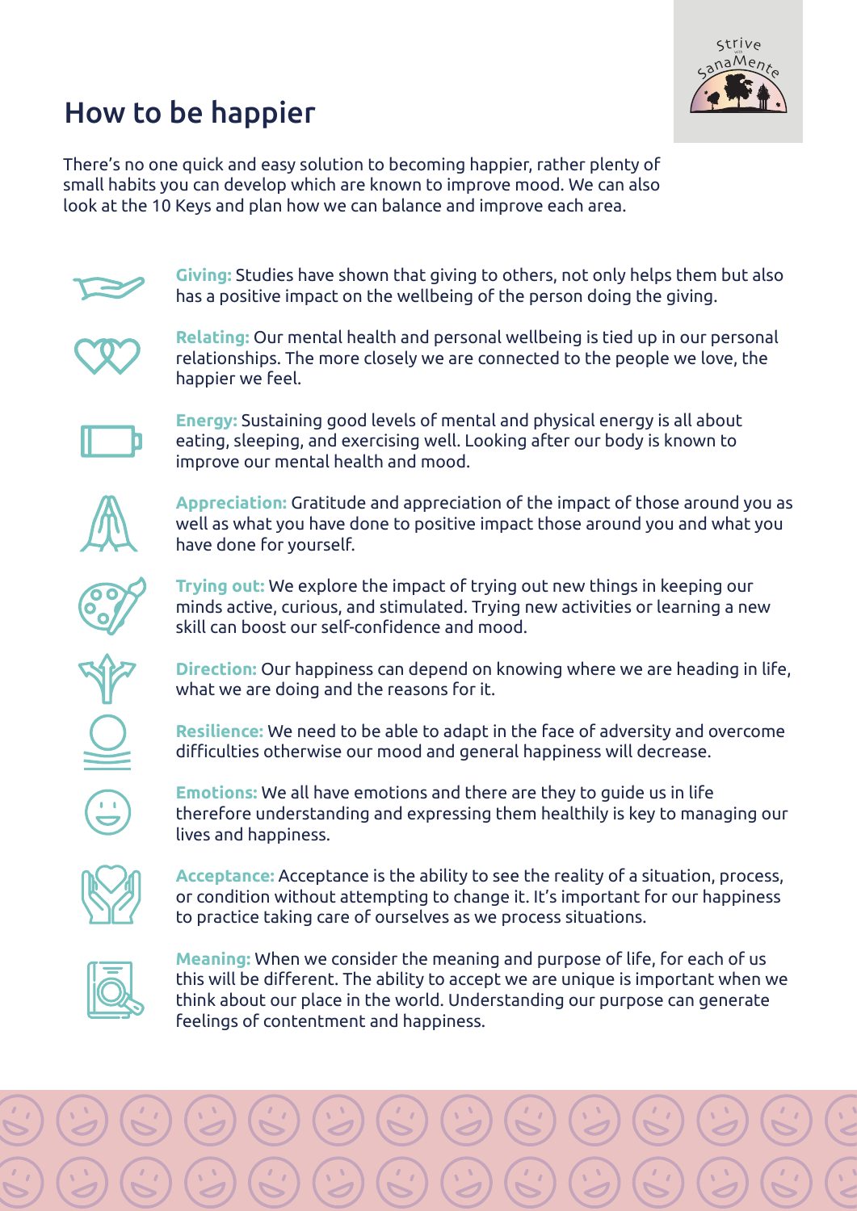# How to be happier

There's no one quick and easy solution to becoming happier, rather plenty of small habits you can develop which are known to improve mood. We can also look at the 10 Keys and plan how we can balance and improve each area.

**Giving:** Studies have shown that giving to others, not only helps them but also has a positive impact on the wellbeing of the person doing the giving.

**Relating:** Our mental health and personal wellbeing is tied up in our personal relationships. The more closely we are connected to the people we love, the happier we feel.

**Energy:** Sustaining good levels of mental and physical energy is all about eating, sleeping, and exercising well. Looking after our body is known to improve our mental health and mood.

**Appreciation:** Gratitude and appreciation of the impact of those around you as well as what you have done to positive impact those around you and what you have done for yourself.

**Trying out:** We explore the impact of trying out new things in keeping our minds active, curious, and stimulated. Trying new activities or learning a new skill can boost our self-confidence and mood.

**Direction:** Our happiness can depend on knowing where we are heading in life, what we are doing and the reasons for it.

**Resilience:** We need to be able to adapt in the face of adversity and overcome difficulties otherwise our mood and general happiness will decrease.

**Emotions:** We all have emotions and there are they to guide us in life therefore understanding and expressing them healthily is key to managing our lives and happiness.

**Acceptance:** Acceptance is the ability to see the reality of a situation, process, or condition without attempting to change it. It's important for our happiness to practice taking care of ourselves as we process situations.

**Meaning:** When we consider the meaning and purpose of life, for each of us this will be different. The ability to accept we are unique is important when we think about our place in the world. Understanding our purpose can generate feelings of contentment and happiness.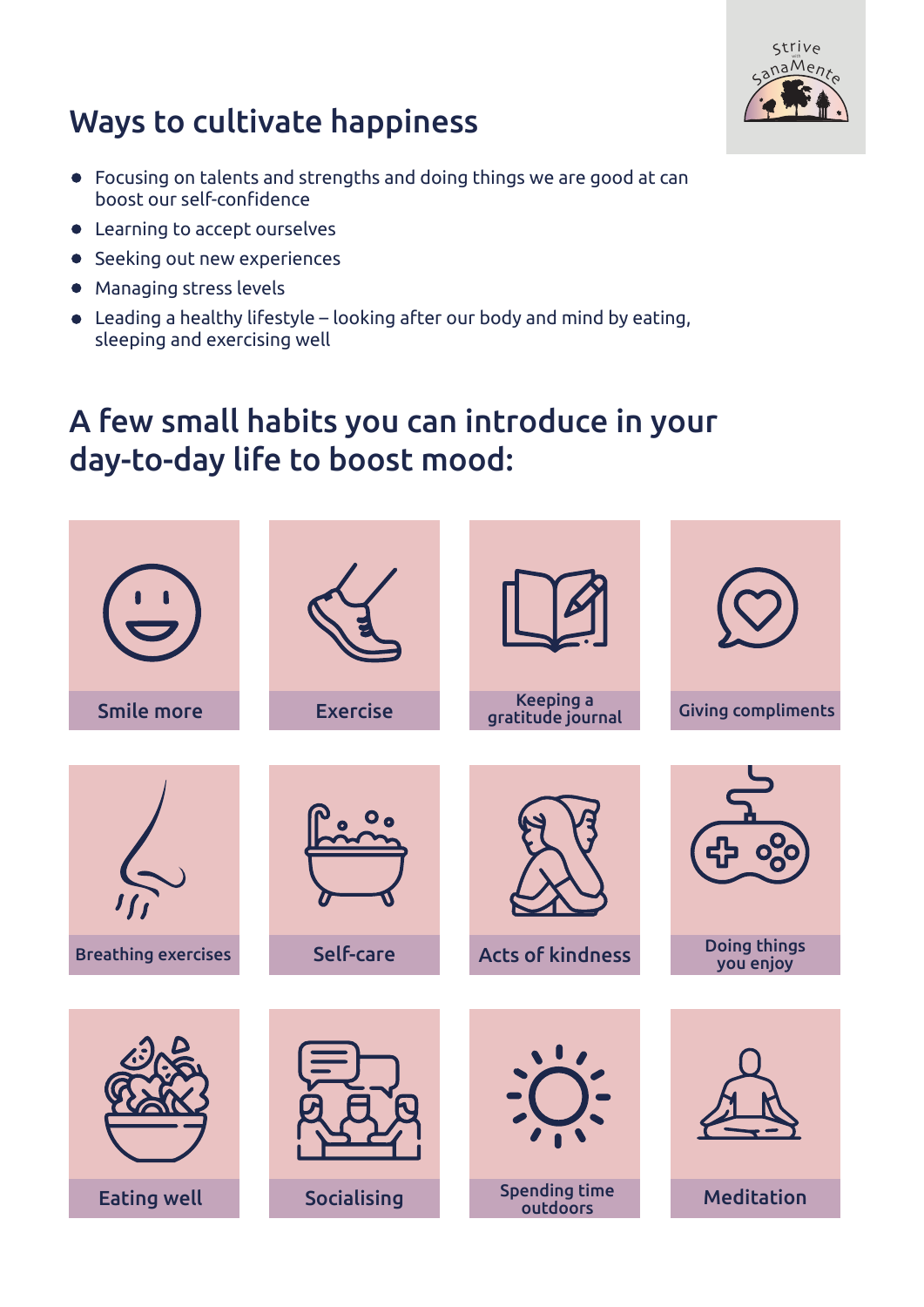## Ways to cultivate happiness

- Focusing on talents and strengths and doing things we are good at can boost our self-confidence
- Learning to accept ourselves
- Seeking out new experiences
- Managing stress levels
- Leading a healthy lifestyle – looking after our body and mind by eating, sleeping and exercising well

## A few small habits you can introduce in your day-to-day life to boost mood:

Smile more

Exercise

Keeping a gratitude journal

Giving compliments

Breathing exercises

Self-care

Acts of kindness

Doing things you enjoy

Eating well

Socialising

Spending time outdoors

Meditation